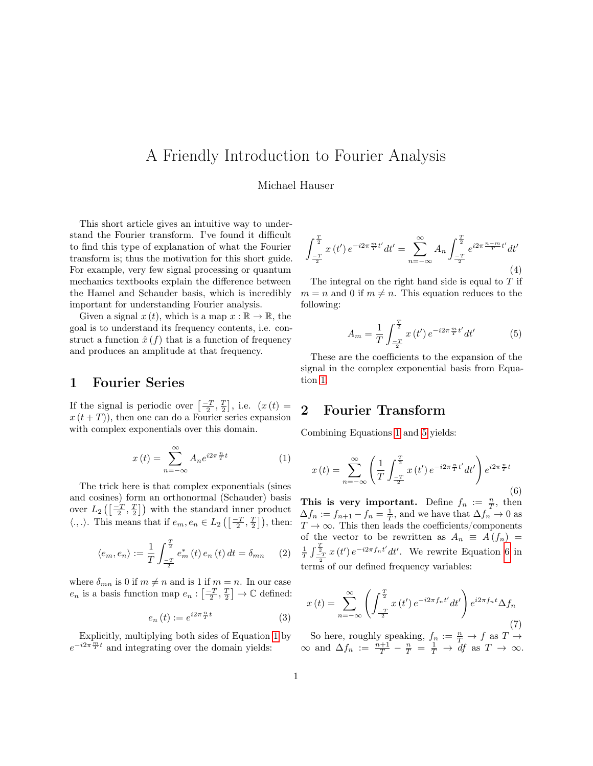# A Friendly Introduction to Fourier Analysis

Michael Hauser

This short article gives an intuitive way to understand the Fourier transform. I've found it difficult to find this type of explanation of what the Fourier transform is; thus the motivation for this short guide. For example, very few signal processing or quantum mechanics textbooks explain the difference between the Hamel and Schauder basis, which is incredibly important for understanding Fourier analysis.

Given a signal $x(t)$, which is a map $x : \mathbb{R} \to \mathbb{R}$, the goal is to understand its frequency contents, i.e. construct a function $\hat{x}(f)$ that is a function of frequency and produces an amplitude at that frequency.

## 1 Fourier Series

If the signal is periodic over $\left[\frac{-T}{2}, \frac{T}{2}\right]$, i.e. $(x(t) = x(t+T))$, then one can do a Fourier series expansion with complex exponentials over this domain.

$$x(t) = \sum_{n=-\infty}^{\infty} A_n e^{i2\pi \frac{n}{T} t} \tag{1}$$

The trick here is that complex exponentials (sines and cosines) form an orthonormal (Schauder) basis over $L_2\left(\left[\frac{-T}{2}, \frac{T}{2}\right]\right)$ with the standard inner product $\langle .,. \rangle$. This means that if $e_m, e_n \in L_2\left(\left[\frac{-T}{2}, \frac{T}{2}\right]\right)$, then:

$$\langle e_m, e_n \rangle := \frac{1}{T} \int_{\frac{-T}{2}}^{\frac{T}{2}} e_m^*(t)\, e_n(t)\, dt = \delta_{mn} \tag{2}$$

where $\delta_{mn}$ is 0 if $m \neq n$ and is 1 if $m = n$. In our case $e_n$ is a basis function map $e_n : \left[\frac{-T}{2}, \frac{T}{2}\right] \to \mathbb{C}$ defined:

$$e_n(t) := e^{i2\pi \frac{n}{T} t} \tag{3}$$

Explicitly, multiplying both sides of Equation 1 by $e^{-i2\pi \frac{m}{T} t}$ and integrating over the domain yields:

$$\int_{\frac{-T}{2}}^{\frac{T}{2}} x(t')\, e^{-i2\pi \frac{m}{T} t'} dt' = \sum_{n=-\infty}^{\infty} A_n \int_{\frac{-T}{2}}^{\frac{T}{2}} e^{i2\pi \frac{n-m}{T} t'} dt' \tag{4}$$

The integral on the right hand side is equal to $T$ if $m = n$ and 0 if $m \neq n$. This equation reduces to the following:

$$A_m = \frac{1}{T} \int_{\frac{-T}{2}}^{\frac{T}{2}} x(t')\, e^{-i2\pi \frac{m}{T} t'} dt' \tag{5}$$

These are the coefficients to the expansion of the signal in the complex exponential basis from Equation 1.

## 2 Fourier Transform

Combining Equations 1 and 5 yields:

$$x(t) = \sum_{n=-\infty}^{\infty} \left( \frac{1}{T} \int_{\frac{-T}{2}}^{\frac{T}{2}} x(t')\, e^{-i2\pi \frac{n}{T} t'} dt' \right) e^{i2\pi \frac{n}{T} t} \tag{6}$$

**This is very important.** Define $f_n := \frac{n}{T}$, then $\Delta f_n := f_{n+1} - f_n = \frac{1}{T}$, and we have that $\Delta f_n \to 0$ as $T \to \infty$. This then leads the coefficients/components of the vector to be rewritten as $A_n \equiv A(f_n) = \frac{1}{T} \int_{\frac{-T}{2}}^{\frac{T}{2}} x(t')\, e^{-i2\pi f_n t'} dt'$. We rewrite Equation 6 in terms of our defined frequency variables:

$$x(t) = \sum_{n=-\infty}^{\infty} \left( \int_{\frac{-T}{2}}^{\frac{T}{2}} x(t')\, e^{-i2\pi f_n t'} dt' \right) e^{i2\pi f_n t} \Delta f_n \tag{7}$$

So here, roughly speaking, $f_n := \frac{n}{T} \to f$ as $T \to \infty$ and $\Delta f_n := \frac{n+1}{T} - \frac{n}{T} = \frac{1}{T} \to df$ as $T \to \infty$.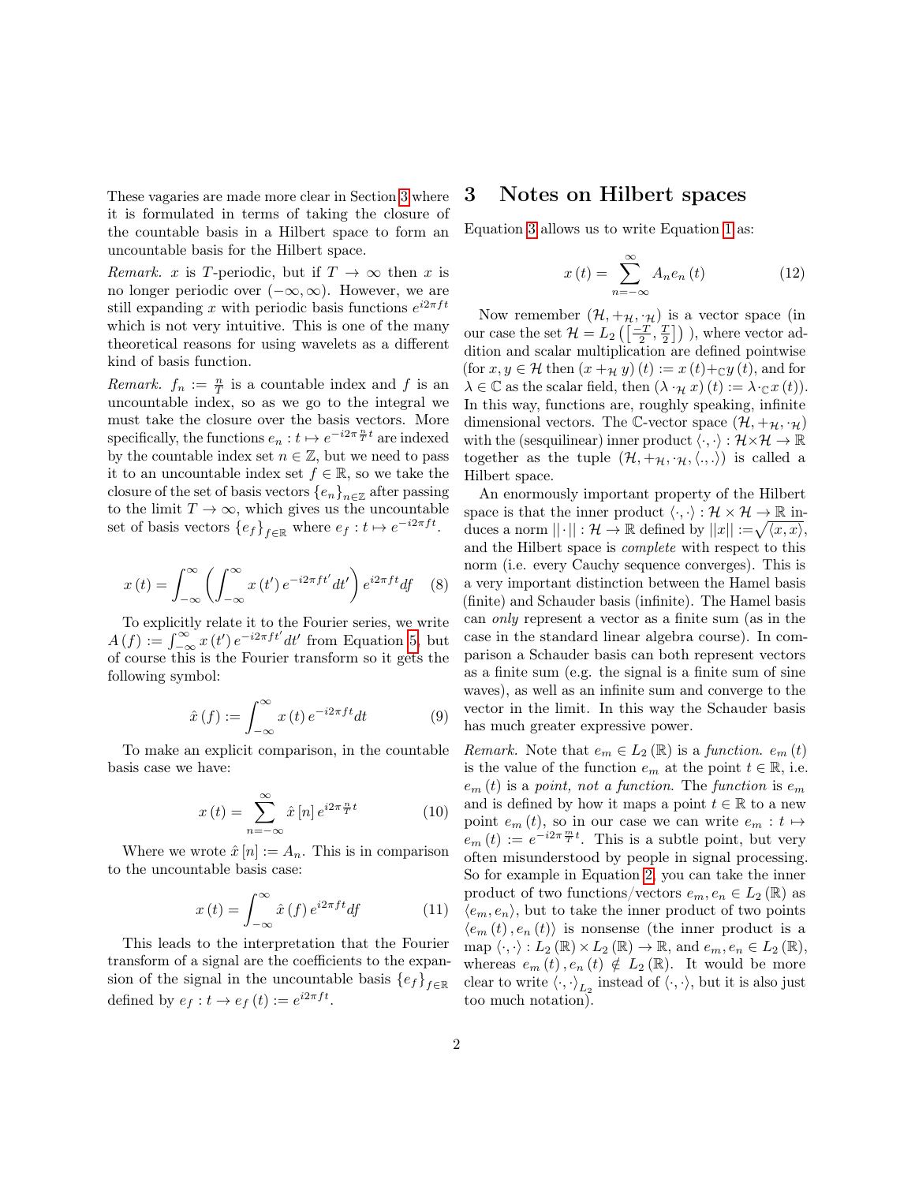These vagaries are made more clear in Section 3 where it is formulated in terms of taking the closure of the countable basis in a Hilbert space to form an uncountable basis for the Hilbert space.

*Remark.* $x$ is $T$-periodic, but if $T \to \infty$ then $x$ is no longer periodic over $(-\infty, \infty)$. However, we are still expanding $x$ with periodic basis functions $e^{i2\pi ft}$ which is not very intuitive. This is one of the many theoretical reasons for using wavelets as a different kind of basis function.

*Remark.* $f_n := \frac{n}{T}$ is a countable index and $f$ is an uncountable index, so as we go to the integral we must take the closure over the basis vectors. More specifically, the functions $e_n : t \mapsto e^{-i2\pi \frac{n}{T} t}$ are indexed by the countable index set $n \in \mathbb{Z}$, but we need to pass it to an uncountable index set $f \in \mathbb{R}$, so we take the closure of the set of basis vectors $\{e_n\}_{n\in\mathbb{Z}}$ after passing to the limit $T \to \infty$, which gives us the uncountable set of basis vectors $\{e_f\}_{f\in\mathbb{R}}$ where $e_f : t \mapsto e^{-i2\pi ft}$.

$$x(t) = \int_{-\infty}^{\infty} \left( \int_{-\infty}^{\infty} x(t') e^{-i2\pi ft'} dt' \right) e^{i2\pi ft} df \quad (8)$$

To explicitly relate it to the Fourier series, we write $A(f) := \int_{-\infty}^{\infty} x(t') e^{-i2\pi ft'} dt'$ from Equation 5, but of course this is the Fourier transform so it gets the following symbol:

$$\hat{x}(f) := \int_{-\infty}^{\infty} x(t) e^{-i2\pi ft} dt \quad (9)$$

To make an explicit comparison, in the countable basis case we have:

$$x(t) = \sum_{n=-\infty}^{\infty} \hat{x}[n] e^{i2\pi \frac{n}{T} t} \quad (10)$$

Where we wrote $\hat{x}[n] := A_n$. This is in comparison to the uncountable basis case:

$$x(t) = \int_{-\infty}^{\infty} \hat{x}(f) e^{i2\pi ft} df \quad (11)$$

This leads to the interpretation that the Fourier transform of a signal are the coefficients to the expansion of the signal in the uncountable basis $\{e_f\}_{f\in\mathbb{R}}$ defined by $e_f : t \to e_f(t) := e^{i2\pi ft}$.

# 3 Notes on Hilbert spaces

Equation 3 allows us to write Equation 1 as:

$$x(t) = \sum_{n=-\infty}^{\infty} A_n e_n(t) \quad (12)$$

Now remember $(\mathcal{H}, +_{\mathcal{H}}, \cdot_{\mathcal{H}})$ is a vector space (in our case the set $\mathcal{H} = L_2\left(\left[\frac{-T}{2}, \frac{T}{2}\right]\right)$ ), where vector addition and scalar multiplication are defined pointwise (for $x, y \in \mathcal{H}$ then $(x +_{\mathcal{H}} y)(t) := x(t) +_{\mathbb{C}} y(t)$, and for $\lambda \in \mathbb{C}$ as the scalar field, then $(\lambda \cdot_{\mathcal{H}} x)(t) := \lambda \cdot_{\mathbb{C}} x(t)$). In this way, functions are, roughly speaking, infinite dimensional vectors. The $\mathbb{C}$-vector space $(\mathcal{H}, +_{\mathcal{H}}, \cdot_{\mathcal{H}})$ with the (sesquilinear) inner product $\langle \cdot, \cdot \rangle : \mathcal{H} \times \mathcal{H} \to \mathbb{R}$ together as the tuple $(\mathcal{H}, +_{\mathcal{H}}, \cdot_{\mathcal{H}}, \langle ., . \rangle)$ is called a Hilbert space.

An enormously important property of the Hilbert space is that the inner product $\langle \cdot, \cdot \rangle : \mathcal{H} \times \mathcal{H} \to \mathbb{R}$ induces a norm $|| \cdot || : \mathcal{H} \to \mathbb{R}$ defined by $||x|| := \sqrt{\langle x, x \rangle}$, and the Hilbert space is *complete* with respect to this norm (i.e. every Cauchy sequence converges). This is a very important distinction between the Hamel basis (finite) and Schauder basis (infinite). The Hamel basis can *only* represent a vector as a finite sum (as in the case in the standard linear algebra course). In comparison a Schauder basis can both represent vectors as a finite sum (e.g. the signal is a finite sum of sine waves), as well as an infinite sum and converge to the vector in the limit. In this way the Schauder basis has much greater expressive power.

*Remark.* Note that $e_m \in L_2(\mathbb{R})$ is a *function*. $e_m(t)$ is the value of the function $e_m$ at the point $t \in \mathbb{R}$, i.e. $e_m(t)$ is a *point, not a function*. The *function* is $e_m$ and is defined by how it maps a point $t \in \mathbb{R}$ to a new point $e_m(t)$, so in our case we can write $e_m : t \mapsto e_m(t) := e^{-i2\pi \frac{m}{T} t}$. This is a subtle point, but very often misunderstood by people in signal processing. So for example in Equation 2, you can take the inner product of two functions/vectors $e_m, e_n \in L_2(\mathbb{R})$ as $\langle e_m, e_n \rangle$, but to take the inner product of two points $\langle e_m(t), e_n(t) \rangle$ is nonsense (the inner product is a map $\langle \cdot, \cdot \rangle : L_2(\mathbb{R}) \times L_2(\mathbb{R}) \to \mathbb{R}$, and $e_m, e_n \in L_2(\mathbb{R})$, whereas $e_m(t), e_n(t) \notin L_2(\mathbb{R})$. It would be more clear to write $\langle \cdot, \cdot \rangle_{L_2}$ instead of $\langle \cdot, \cdot \rangle$, but it is also just too much notation).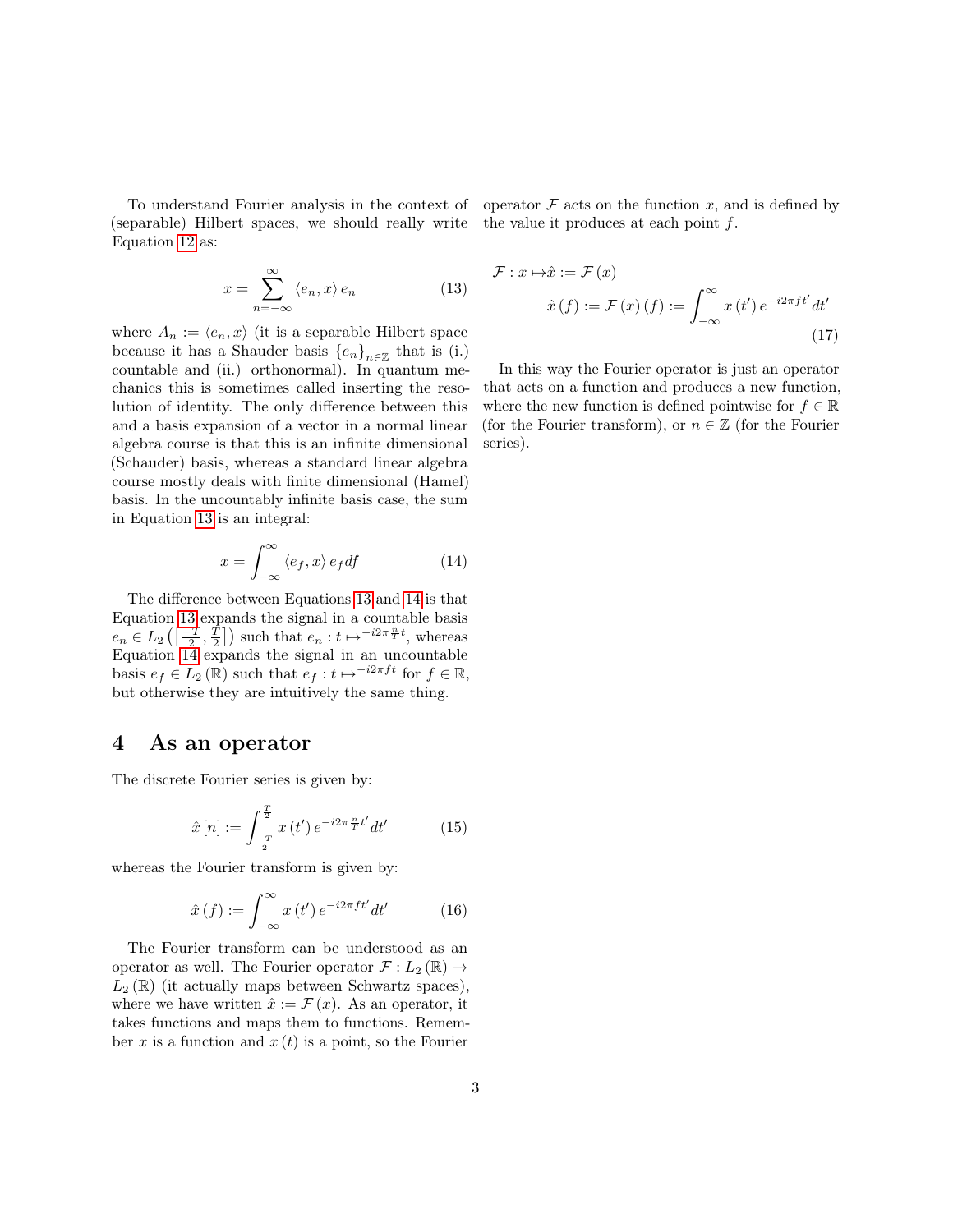To understand Fourier analysis in the context of (separable) Hilbert spaces, we should really write Equation 12 as:

$$x = \sum_{n=-\infty}^{\infty} \langle e_n, x \rangle e_n \tag{13}$$

where $A_n := \langle e_n, x \rangle$ (it is a separable Hilbert space because it has a Shauder basis $\{e_n\}_{n \in \mathbb{Z}}$ that is (i.) countable and (ii.) orthonormal). In quantum mechanics this is sometimes called inserting the resolution of identity. The only difference between this and a basis expansion of a vector in a normal linear algebra course is that this is an infinite dimensional (Schauder) basis, whereas a standard linear algebra course mostly deals with finite dimensional (Hamel) basis. In the uncountably infinite basis case, the sum in Equation 13 is an integral:

$$x = \int_{-\infty}^{\infty} \langle e_f, x \rangle e_f df \tag{14}$$

The difference between Equations 13 and 14 is that Equation 13 expands the signal in a countable basis $e_n \in L_2\left(\left[\frac{-T}{2}, \frac{T}{2}\right]\right)$ such that $e_n : t \mapsto^{-i2\pi \frac{n}{T} t}$, whereas Equation 14 expands the signal in an uncountable basis $e_f \in L_2(\mathbb{R})$ such that $e_f : t \mapsto^{-i2\pi f t}$ for $f \in \mathbb{R}$, but otherwise they are intuitively the same thing.

## 4 As an operator

The discrete Fourier series is given by:

$$\hat{x}[n] := \int_{\frac{-T}{2}}^{\frac{T}{2}} x(t') e^{-i2\pi \frac{n}{T} t'} dt' \tag{15}$$

whereas the Fourier transform is given by:

$$\hat{x}(f) := \int_{-\infty}^{\infty} x(t') e^{-i2\pi f t'} dt' \tag{16}$$

The Fourier transform can be understood as an operator as well. The Fourier operator $\mathcal{F} : L_2(\mathbb{R}) \to L_2(\mathbb{R})$ (it actually maps between Schwartz spaces), where we have written $\hat{x} := \mathcal{F}(x)$. As an operator, it takes functions and maps them to functions. Remember $x$ is a function and $x(t)$ is a point, so the Fourier operator $\mathcal{F}$ acts on the function $x$, and is defined by the value it produces at each point $f$.

$$\begin{aligned} \mathcal{F} : x \mapsto & \hat{x} := \mathcal{F}(x) \\ & \hat{x}(f) := \mathcal{F}(x)(f) := \int_{-\infty}^{\infty} x(t') e^{-i2\pi f t'} dt' \end{aligned} \tag{17}$$

In this way the Fourier operator is just an operator that acts on a function and produces a new function, where the new function is defined pointwise for $f \in \mathbb{R}$ (for the Fourier transform), or $n \in \mathbb{Z}$ (for the Fourier series).